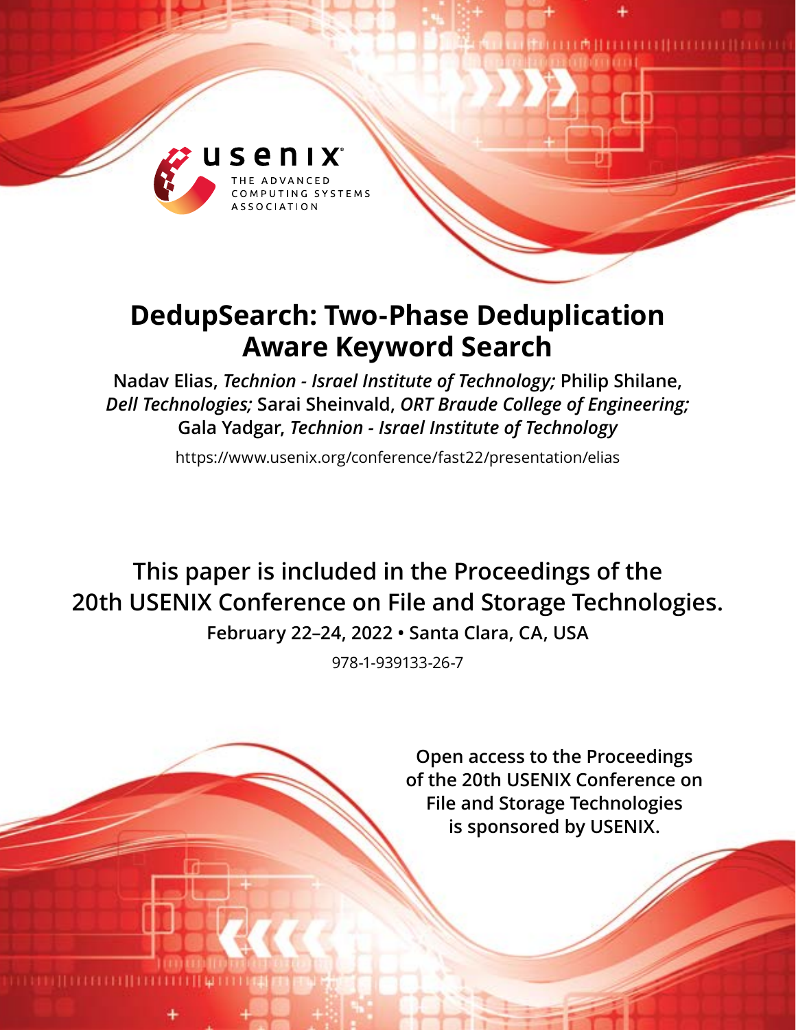usenix

THE ADVANCED COMPUTING SYSTEMS ASSOCIATION

# DedupSearch: Two-Phase Deduplication Aware Keyword Search

**Nadav Elias**, *Technion - Israel Institute of Technology;* **Philip Shilane**, *Dell Technologies;* **Sarai Sheinvald**, *ORT Braude College of Engineering;* **Gala Yadgar**, *Technion - Israel Institute of Technology*

https://www.usenix.org/conference/fast22/presentation/elias

**This paper is included in the Proceedings of the 20th USENIX Conference on File and Storage Technologies.**

**February 22–24, 2022 • Santa Clara, CA, USA**

978-1-939133-26-7

**Open access to the Proceedings of the 20th USENIX Conference on File and Storage Technologies is sponsored by USENIX.**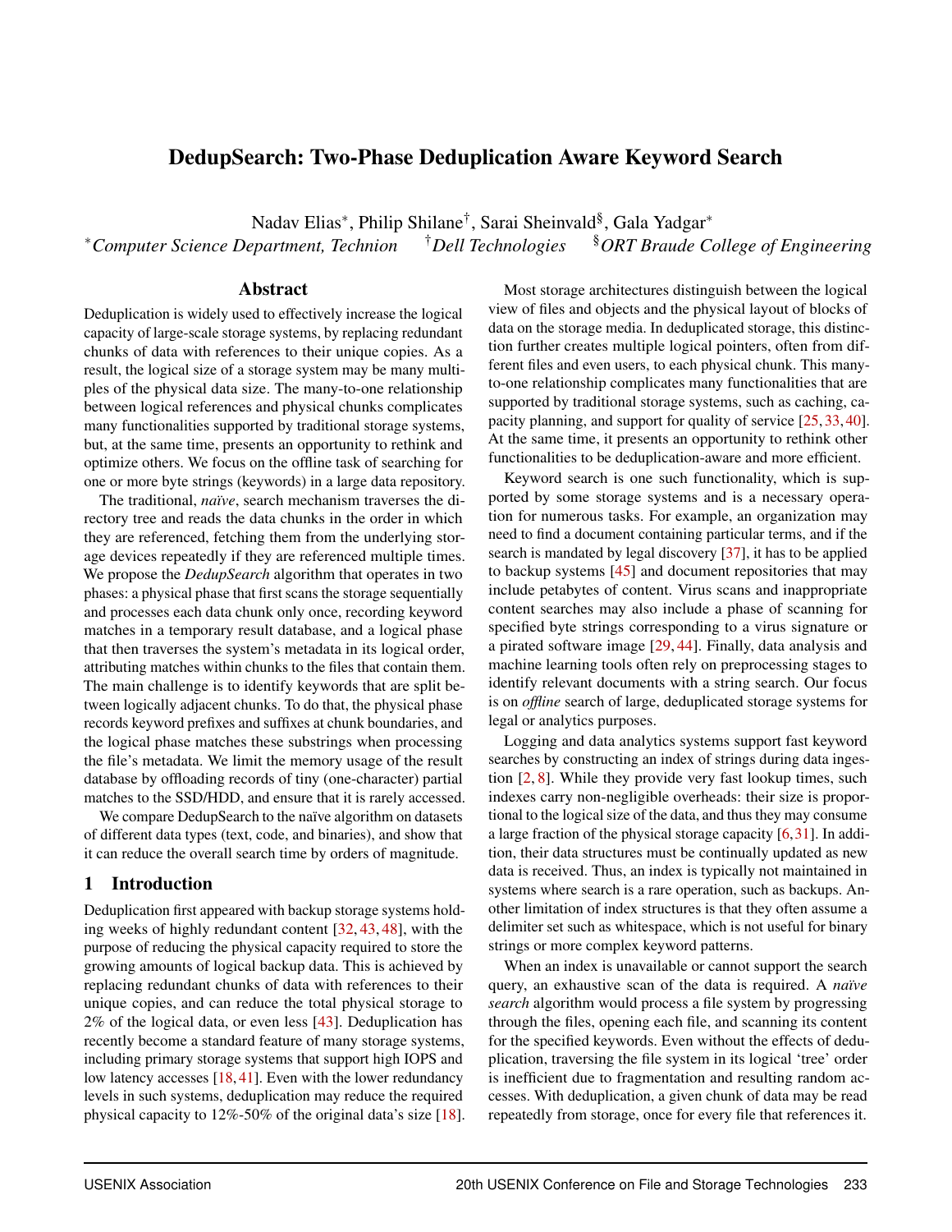# DedupSearch: Two-Phase Deduplication Aware Keyword Search

Nadav Elias*, Philip Shilane†, Sarai Sheinvald§, Gala Yadgar*

*Computer Science Department, Technion    †Dell Technologies    §ORT Braude College of Engineering

## Abstract

Deduplication is widely used to effectively increase the logical capacity of large-scale storage systems, by replacing redundant chunks of data with references to their unique copies. As a result, the logical size of a storage system may be many multiples of the physical data size. The many-to-one relationship between logical references and physical chunks complicates many functionalities supported by traditional storage systems, but, at the same time, presents an opportunity to rethink and optimize others. We focus on the offline task of searching for one or more byte strings (keywords) in a large data repository.

The traditional, *naïve*, search mechanism traverses the directory tree and reads the data chunks in the order in which they are referenced, fetching them from the underlying storage devices repeatedly if they are referenced multiple times. We propose the *DedupSearch* algorithm that operates in two phases: a physical phase that first scans the storage sequentially and processes each data chunk only once, recording keyword matches in a temporary result database, and a logical phase that then traverses the system's metadata in its logical order, attributing matches within chunks to the files that contain them. The main challenge is to identify keywords that are split between logically adjacent chunks. To do that, the physical phase records keyword prefixes and suffixes at chunk boundaries, and the logical phase matches these substrings when processing the file's metadata. We limit the memory usage of the result database by offloading records of tiny (one-character) partial matches to the SSD/HDD, and ensure that it is rarely accessed.

We compare DedupSearch to the naïve algorithm on datasets of different data types (text, code, and binaries), and show that it can reduce the overall search time by orders of magnitude.

## 1 Introduction

Deduplication first appeared with backup storage systems holding weeks of highly redundant content [32, 43, 48], with the purpose of reducing the physical capacity required to store the growing amounts of logical backup data. This is achieved by replacing redundant chunks of data with references to their unique copies, and can reduce the total physical storage to 2% of the logical data, or even less [43]. Deduplication has recently become a standard feature of many storage systems, including primary storage systems that support high IOPS and low latency accesses [18, 41]. Even with the lower redundancy levels in such systems, deduplication may reduce the required physical capacity to 12%-50% of the original data's size [18].

Most storage architectures distinguish between the logical view of files and objects and the physical layout of blocks of data on the storage media. In deduplicated storage, this distinction further creates multiple logical pointers, often from different files and even users, to each physical chunk. This many-to-one relationship complicates many functionalities that are supported by traditional storage systems, such as caching, capacity planning, and support for quality of service [25, 33, 40]. At the same time, it presents an opportunity to rethink other functionalities to be deduplication-aware and more efficient.

Keyword search is one such functionality, which is supported by some storage systems and is a necessary operation for numerous tasks. For example, an organization may need to find a document containing particular terms, and if the search is mandated by legal discovery [37], it has to be applied to backup systems [45] and document repositories that may include petabytes of content. Virus scans and inappropriate content searches may also include a phase of scanning for specified byte strings corresponding to a virus signature or a pirated software image [29, 44]. Finally, data analysis and machine learning tools often rely on preprocessing stages to identify relevant documents with a string search. Our focus is on *offline* search of large, deduplicated storage systems for legal or analytics purposes.

Logging and data analytics systems support fast keyword searches by constructing an index of strings during data ingestion [2, 8]. While they provide very fast lookup times, such indexes carry non-negligible overheads: their size is proportional to the logical size of the data, and thus they may consume a large fraction of the physical storage capacity [6, 31]. In addition, their data structures must be continually updated as new data is received. Thus, an index is typically not maintained in systems where search is a rare operation, such as backups. Another limitation of index structures is that they often assume a delimiter set such as whitespace, which is not useful for binary strings or more complex keyword patterns.

When an index is unavailable or cannot support the search query, an exhaustive scan of the data is required. A *naïve search* algorithm would process a file system by progressing through the files, opening each file, and scanning its content for the specified keywords. Even without the effects of deduplication, traversing the file system in its logical 'tree' order is inefficient due to fragmentation and resulting random accesses. With deduplication, a given chunk of data may be read repeatedly from storage, once for every file that references it.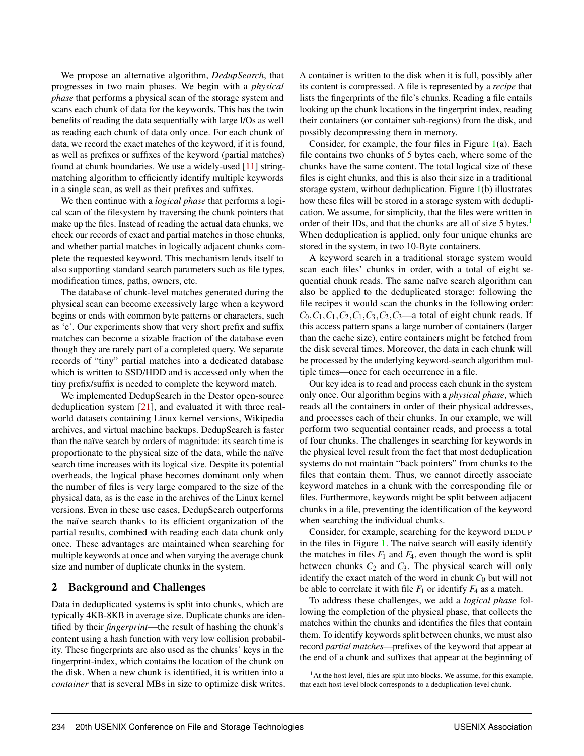We propose an alternative algorithm, *DedupSearch*, that progresses in two main phases. We begin with a *physical phase* that performs a physical scan of the storage system and scans each chunk of data for the keywords. This has the twin benefits of reading the data sequentially with large I/Os as well as reading each chunk of data only once. For each chunk of data, we record the exact matches of the keyword, if it is found, as well as prefixes or suffixes of the keyword (partial matches) found at chunk boundaries. We use a widely-used [11] string-matching algorithm to efficiently identify multiple keywords in a single scan, as well as their prefixes and suffixes.

We then continue with a *logical phase* that performs a logical scan of the filesystem by traversing the chunk pointers that make up the files. Instead of reading the actual data chunks, we check our records of exact and partial matches in those chunks, and whether partial matches in logically adjacent chunks complete the requested keyword. This mechanism lends itself to also supporting standard search parameters such as file types, modification times, paths, owners, etc.

The database of chunk-level matches generated during the physical scan can become excessively large when a keyword begins or ends with common byte patterns or characters, such as 'e'. Our experiments show that very short prefix and suffix matches can become a sizable fraction of the database even though they are rarely part of a completed query. We separate records of "tiny" partial matches into a dedicated database which is written to SSD/HDD and is accessed only when the tiny prefix/suffix is needed to complete the keyword match.

We implemented DedupSearch in the Destor open-source deduplication system [21], and evaluated it with three real-world datasets containing Linux kernel versions, Wikipedia archives, and virtual machine backups. DedupSearch is faster than the naïve search by orders of magnitude: its search time is proportionate to the physical size of the data, while the naïve search time increases with its logical size. Despite its potential overheads, the logical phase becomes dominant only when the number of files is very large compared to the size of the physical data, as is the case in the archives of the Linux kernel versions. Even in these use cases, DedupSearch outperforms the naïve search thanks to its efficient organization of the partial results, combined with reading each data chunk only once. These advantages are maintained when searching for multiple keywords at once and when varying the average chunk size and number of duplicate chunks in the system.

## 2 Background and Challenges

Data in deduplicated systems is split into chunks, which are typically 4KB-8KB in average size. Duplicate chunks are identified by their *fingerprint*—the result of hashing the chunk's content using a hash function with very low collision probability. These fingerprints are also used as the chunks' keys in the fingerprint-index, which contains the location of the chunk on the disk. When a new chunk is identified, it is written into a *container* that is several MBs in size to optimize disk writes. A container is written to the disk when it is full, possibly after its content is compressed. A file is represented by a *recipe* that lists the fingerprints of the file's chunks. Reading a file entails looking up the chunk locations in the fingerprint index, reading their containers (or container sub-regions) from the disk, and possibly decompressing them in memory.

Consider, for example, the four files in Figure 1(a). Each file contains two chunks of 5 bytes each, where some of the chunks have the same content. The total logical size of these files is eight chunks, and this is also their size in a traditional storage system, without deduplication. Figure 1(b) illustrates how these files will be stored in a storage system with deduplication. We assume, for simplicity, that the files were written in order of their IDs, and that the chunks are all of size 5 bytes.[1] When deduplication is applied, only four unique chunks are stored in the system, in two 10-Byte containers.

A keyword search in a traditional storage system would scan each files' chunks in order, with a total of eight sequential chunk reads. The same naïve search algorithm can also be applied to the deduplicated storage: following the file recipes it would scan the chunks in the following order: $C_0, C_1, C_1, C_2, C_1, C_3, C_2, C_3$—a total of eight chunk reads. If this access pattern spans a large number of containers (larger than the cache size), entire containers might be fetched from the disk several times. Moreover, the data in each chunk will be processed by the underlying keyword-search algorithm multiple times—once for each occurrence in a file.

Our key idea is to read and process each chunk in the system only once. Our algorithm begins with a *physical phase*, which reads all the containers in order of their physical addresses, and processes each of their chunks. In our example, we will perform two sequential container reads, and process a total of four chunks. The challenges in searching for keywords in the physical level result from the fact that most deduplication systems do not maintain "back pointers" from chunks to the files that contain them. Thus, we cannot directly associate keyword matches in a chunk with the corresponding file or files. Furthermore, keywords might be split between adjacent chunks in a file, preventing the identification of the keyword when searching the individual chunks.

Consider, for example, searching for the keyword DEDUP in the files in Figure 1. The naïve search will easily identify the matches in files $F_1$ and $F_4$, even though the word is split between chunks $C_2$ and $C_3$. The physical search will only identify the exact match of the word in chunk $C_0$ but will not be able to correlate it with file $F_1$ or identify $F_4$ as a match.

To address these challenges, we add a *logical phase* following the completion of the physical phase, that collects the matches within the chunks and identifies the files that contain them. To identify keywords split between chunks, we must also record *partial matches*—prefixes of the keyword that appear at the end of a chunk and suffixes that appear at the beginning of

[1] At the host level, files are split into blocks. We assume, for this example, that each host-level block corresponds to a deduplication-level chunk.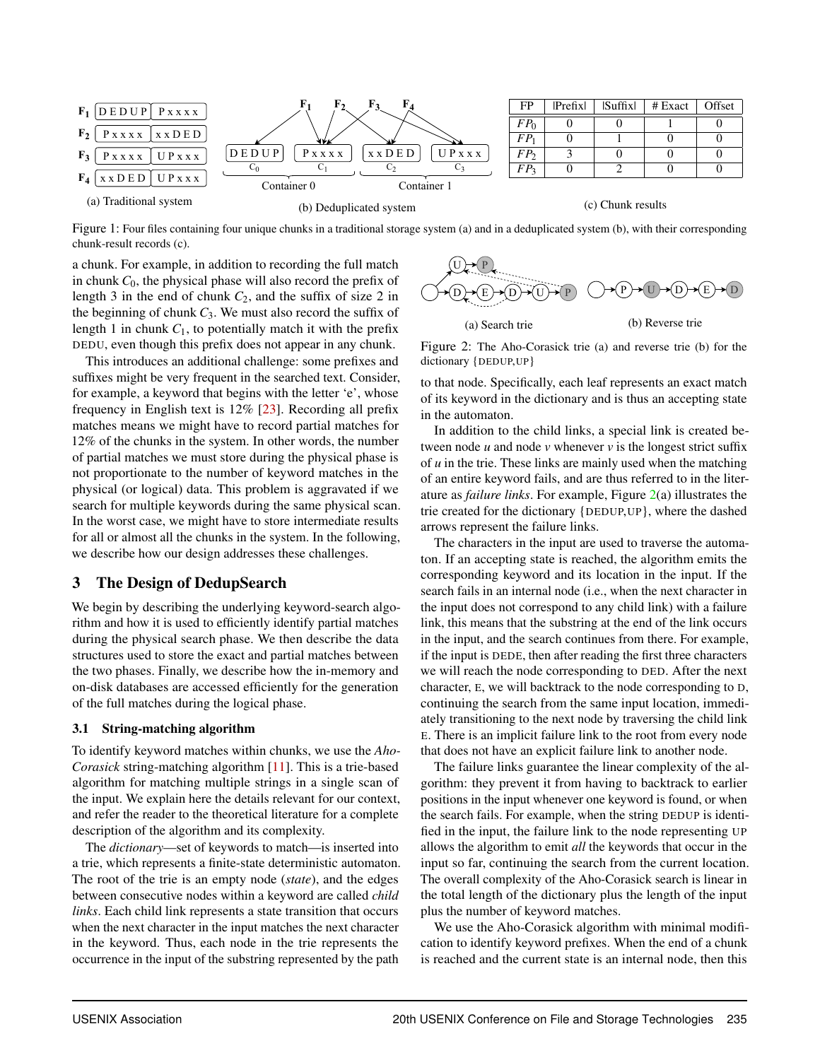| FP | \|Prefix\| | \|Suffix\| | # Exact | Offset |
|---|---|---|---|---|
| $FP_0$ | 0 | 0 | 1 | 0 |
| $FP_1$ | 0 | 1 | 0 | 0 |
| $FP_2$ | 3 | 0 | 0 | 0 |
| $FP_3$ | 0 | 2 | 0 | 0 |

(a) Traditional system (b) Deduplicated system (c) Chunk results

Figure 1: Four files containing four unique chunks in a traditional storage system (a) and in a deduplicated system (b), with their corresponding chunk-result records (c).

a chunk. For example, in addition to recording the full match in chunk $C_0$, the physical phase will also record the prefix of length 3 in the end of chunk $C_2$, and the suffix of size 2 in the beginning of chunk $C_3$. We must also record the suffix of length 1 in chunk $C_1$, to potentially match it with the prefix DEDU, even though this prefix does not appear in any chunk.

This introduces an additional challenge: some prefixes and suffixes might be very frequent in the searched text. Consider, for example, a keyword that begins with the letter 'e', whose frequency in English text is 12% [23]. Recording all prefix matches means we might have to record partial matches for 12% of the chunks in the system. In other words, the number of partial matches we must store during the physical phase is not proportionate to the number of keyword matches in the physical (or logical) data. This problem is aggravated if we search for multiple keywords during the same physical scan. In the worst case, we might have to store intermediate results for all or almost all the chunks in the system. In the following, we describe how our design addresses these challenges.

## 3 The Design of DedupSearch

We begin by describing the underlying keyword-search algorithm and how it is used to efficiently identify partial matches during the physical search phase. We then describe the data structures used to store the exact and partial matches between the two phases. Finally, we describe how the in-memory and on-disk databases are accessed efficiently for the generation of the full matches during the logical phase.

### 3.1 String-matching algorithm

To identify keyword matches within chunks, we use the *Aho-Corasick* string-matching algorithm [11]. This is a trie-based algorithm for matching multiple strings in a single scan of the input. We explain here the details relevant for our context, and refer the reader to the theoretical literature for a complete description of the algorithm and its complexity.

The *dictionary*—set of keywords to match—is inserted into a trie, which represents a finite-state deterministic automaton. The root of the trie is an empty node (*state*), and the edges between consecutive nodes within a keyword are called *child links*. Each child link represents a state transition that occurs when the next character in the input matches the next character in the keyword. Thus, each node in the trie represents the occurrence in the input of the substring represented by the path to that node. Specifically, each leaf represents an exact match of its keyword in the dictionary and is thus an accepting state in the automaton.

(a) Search trie (b) Reverse trie

Figure 2: The Aho-Corasick trie (a) and reverse trie (b) for the dictionary {DEDUP,UP}

In addition to the child links, a special link is created between node *u* and node *v* whenever *v* is the longest strict suffix of *u* in the trie. These links are mainly used when the matching of an entire keyword fails, and are thus referred to in the literature as *failure links*. For example, Figure 2(a) illustrates the trie created for the dictionary {DEDUP,UP}, where the dashed arrows represent the failure links.

The characters in the input are used to traverse the automaton. If an accepting state is reached, the algorithm emits the corresponding keyword and its location in the input. If the search fails in an internal node (i.e., when the next character in the input does not correspond to any child link) with a failure link, this means that the substring at the end of the link occurs in the input, and the search continues from there. For example, if the input is DEDE, then after reading the first three characters we will reach the node corresponding to DED. After the next character, E, we will backtrack to the node corresponding to D, continuing the search from the same input location, immediately transitioning to the next node by traversing the child link E. There is an implicit failure link to the root from every node that does not have an explicit failure link to another node.

The failure links guarantee the linear complexity of the algorithm: they prevent it from having to backtrack to earlier positions in the input whenever one keyword is found, or when the search fails. For example, when the string DEDUP is identified in the input, the failure link to the node representing UP allows the algorithm to emit *all* the keywords that occur in the input so far, continuing the search from the current location. The overall complexity of the Aho-Corasick search is linear in the total length of the dictionary plus the length of the input plus the number of keyword matches.

We use the Aho-Corasick algorithm with minimal modification to identify keyword prefixes. When the end of a chunk is reached and the current state is an internal node, then this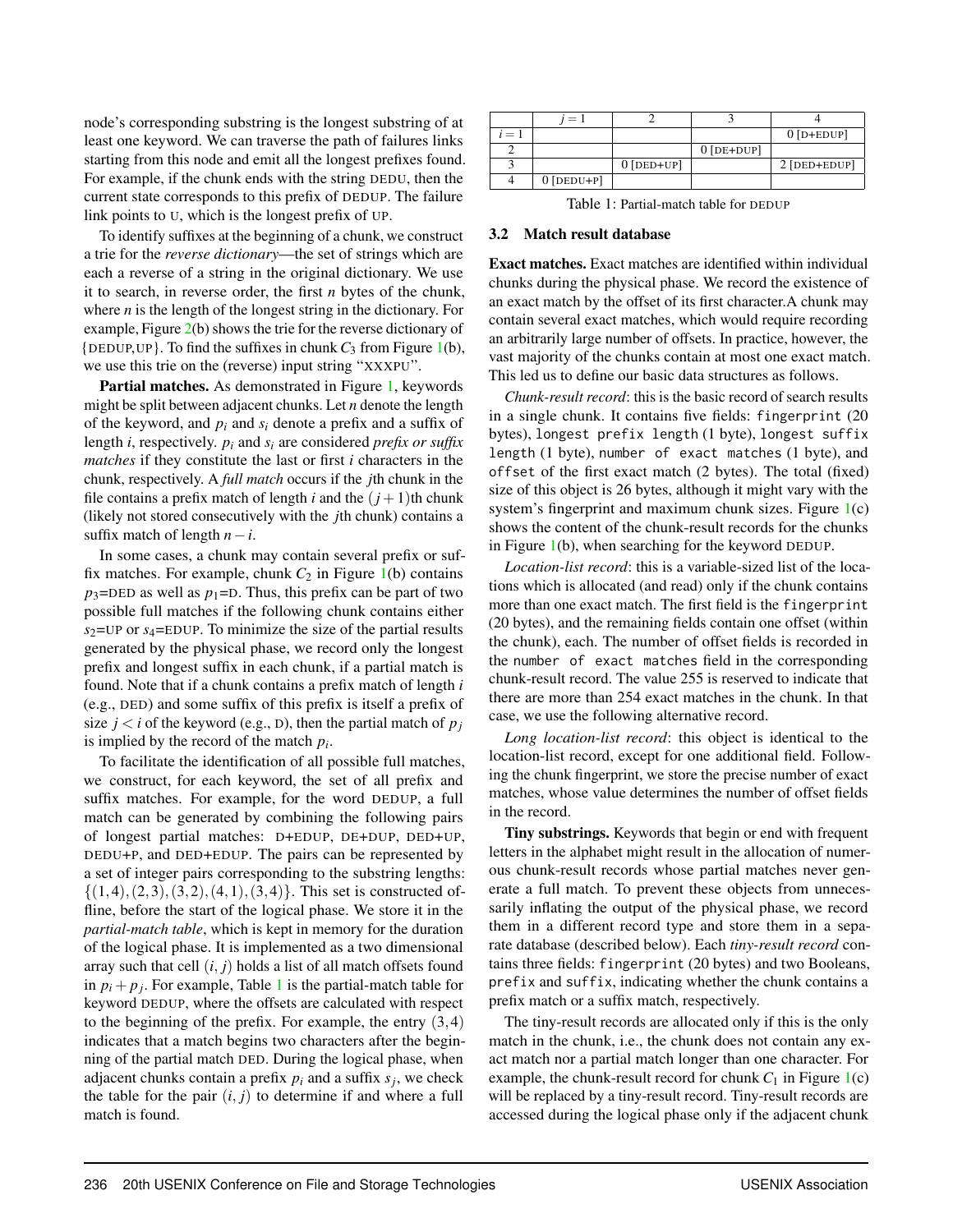node's corresponding substring is the longest substring of at least one keyword. We can traverse the path of failures links starting from this node and emit all the longest prefixes found. For example, if the chunk ends with the string DEDU, then the current state corresponds to this prefix of DEDUP. The failure link points to U, which is the longest prefix of UP.

To identify suffixes at the beginning of a chunk, we construct a trie for the *reverse dictionary*—the set of strings which are each a reverse of a string in the original dictionary. We use it to search, in reverse order, the first $n$ bytes of the chunk, where $n$ is the length of the longest string in the dictionary. For example, Figure 2(b) shows the trie for the reverse dictionary of {DEDUP,UP}. To find the suffixes in chunk $C_3$ from Figure 1(b), we use this trie on the (reverse) input string "XXXPU".

**Partial matches.** As demonstrated in Figure 1, keywords might be split between adjacent chunks. Let $n$ denote the length of the keyword, and $p_i$ and $s_i$ denote a prefix and a suffix of length $i$, respectively. $p_i$ and $s_i$ are considered *prefix or suffix matches* if they constitute the last or first $i$ characters in the chunk, respectively. A *full match* occurs if the $j$th chunk in the file contains a prefix match of length $i$ and the $(j+1)$th chunk (likely not stored consecutively with the $j$th chunk) contains a suffix match of length $n-i$.

In some cases, a chunk may contain several prefix or suffix matches. For example, chunk $C_2$ in Figure 1(b) contains $p_3$=DED as well as $p_1$=D. Thus, this prefix can be part of two possible full matches if the following chunk contains either $s_2$=UP or $s_4$=EDUP. To minimize the size of the partial results generated by the physical phase, we record only the longest prefix and longest suffix in each chunk, if a partial match is found. Note that if a chunk contains a prefix match of length $i$ (e.g., DED) and some suffix of this prefix is itself a prefix of size $j<i$ of the keyword (e.g., D), then the partial match of $p_j$ is implied by the record of the match $p_i$.

To facilitate the identification of all possible full matches, we construct, for each keyword, the set of all prefix and suffix matches. For example, for the word DEDUP, a full match can be generated by combining the following pairs of longest partial matches: D+EDUP, DE+DUP, DED+UP, DEDU+P, and DED+EDUP. The pairs can be represented by a set of integer pairs corresponding to the substring lengths: $\{(1,4),(2,3),(3,2),(4,1),(3,4)\}$. This set is constructed offline, before the start of the logical phase. We store it in the *partial-match table*, which is kept in memory for the duration of the logical phase. It is implemented as a two dimensional array such that cell $(i, j)$ holds a list of all match offsets found in $p_i + p_j$. For example, Table 1 is the partial-match table for keyword DEDUP, where the offsets are calculated with respect to the beginning of the prefix. For example, the entry $(3,4)$ indicates that a match begins two characters after the beginning of the partial match DED. During the logical phase, when adjacent chunks contain a prefix $p_i$ and a suffix $s_j$, we check the table for the pair $(i, j)$ to determine if and where a full match is found.

| | $j=1$ | 2 | 3 | 4 |
|---|---|---|---|---|
| $i=1$ | | | | 0 [D+EDUP] |
| 2 | | | 0 [DE+DUP] | |
| 3 | | 0 [DED+UP] | | 2 [DED+EDUP] |
| 4 | 0 [DEDU+P] | | | |

Table 1: Partial-match table for DEDUP

### 3.2 Match result database

**Exact matches.** Exact matches are identified within individual chunks during the physical phase. We record the existence of an exact match by the offset of its first character.A chunk may contain several exact matches, which would require recording an arbitrarily large number of offsets. In practice, however, the vast majority of the chunks contain at most one exact match. This led us to define our basic data structures as follows.

*Chunk-result record*: this is the basic record of search results in a single chunk. It contains five fields: `fingerprint` (20 bytes), `longest prefix length` (1 byte), `longest suffix length` (1 byte), `number of exact matches` (1 byte), and `offset` of the first exact match (2 bytes). The total (fixed) size of this object is 26 bytes, although it might vary with the system's fingerprint and maximum chunk sizes. Figure 1(c) shows the content of the chunk-result records for the chunks in Figure 1(b), when searching for the keyword DEDUP.

*Location-list record*: this is a variable-sized list of the locations which is allocated (and read) only if the chunk contains more than one exact match. The first field is the `fingerprint` (20 bytes), and the remaining fields contain one offset (within the chunk), each. The number of offset fields is recorded in the `number of exact matches` field in the corresponding chunk-result record. The value 255 is reserved to indicate that there are more than 254 exact matches in the chunk. In that case, we use the following alternative record.

*Long location-list record*: this object is identical to the location-list record, except for one additional field. Following the chunk fingerprint, we store the precise number of exact matches, whose value determines the number of offset fields in the record.

**Tiny substrings.** Keywords that begin or end with frequent letters in the alphabet might result in the allocation of numerous chunk-result records whose partial matches never generate a full match. To prevent these objects from unnecessarily inflating the output of the physical phase, we record them in a different record type and store them in a separate database (described below). Each *tiny-result record* contains three fields: `fingerprint` (20 bytes) and two Booleans, `prefix` and `suffix`, indicating whether the chunk contains a prefix match or a suffix match, respectively.

The tiny-result records are allocated only if this is the only match in the chunk, i.e., the chunk does not contain any exact match nor a partial match longer than one character. For example, the chunk-result record for chunk $C_1$ in Figure 1(c) will be replaced by a tiny-result record. Tiny-result records are accessed during the logical phase only if the adjacent chunk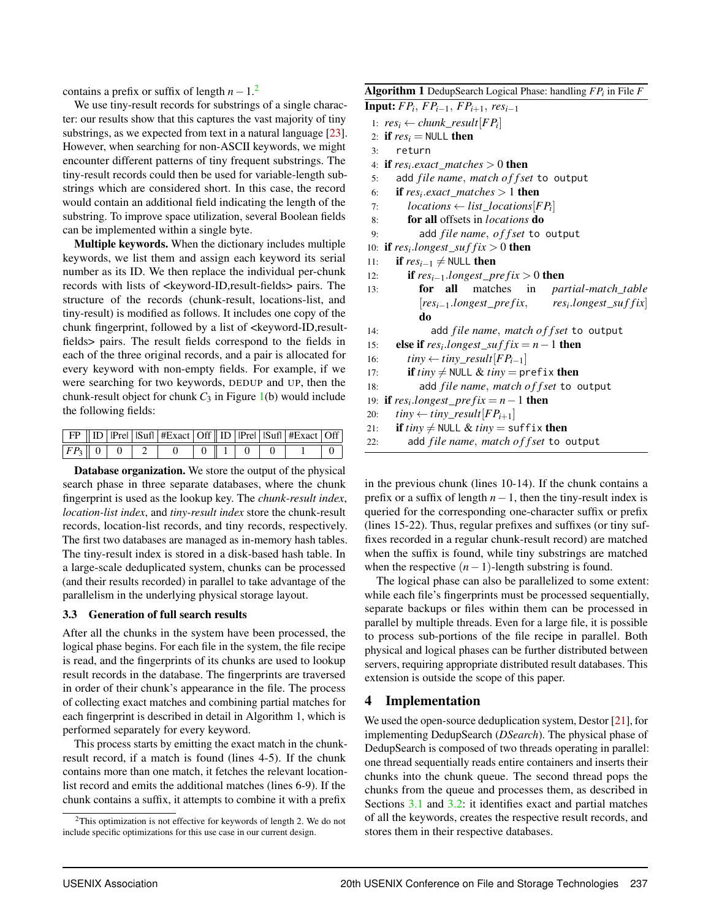contains a prefix or suffix of length $n-1$.[2]

We use tiny-result records for substrings of a single character: our results show that this captures the vast majority of tiny substrings, as we expected from text in a natural language [23]. However, when searching for non-ASCII keywords, we might encounter different patterns of tiny frequent substrings. The tiny-result records could then be used for variable-length substrings which are considered short. In this case, the record would contain an additional field indicating the length of the substring. To improve space utilization, several Boolean fields can be implemented within a single byte.

**Multiple keywords.** When the dictionary includes multiple keywords, we list them and assign each keyword its serial number as its ID. We then replace the individual per-chunk records with lists of <keyword-ID,result-fields> pairs. The structure of the records (chunk-result, locations-list, and tiny-result) is modified as follows. It includes one copy of the chunk fingerprint, followed by a list of <keyword-ID,result-fields> pairs. The result fields correspond to the fields in each of the three original records, and a pair is allocated for every keyword with non-empty fields. For example, if we were searching for two keywords, DEDUP and UP, then the chunk-result object for chunk $C_3$ in Figure 1(b) would include the following fields:

| FP | ID | \|Pre\| | \|Suf\| | #Exact | Off | ID | \|Pre\| | \|Suf\| | #Exact | Off |
|---|---|---|---|---|---|---|---|---|---|---|
| $FP_3$ | 0 | 0 | 2 | 0 | 0 | 1 | 0 | 0 | 1 | 0 |

**Database organization.** We store the output of the physical search phase in three separate databases, where the chunk fingerprint is used as the lookup key. The *chunk-result index*, *location-list index*, and *tiny-result index* store the chunk-result records, location-list records, and tiny records, respectively. The first two databases are managed as in-memory hash tables. The tiny-result index is stored in a disk-based hash table. In a large-scale deduplicated system, chunks can be processed (and their results recorded) in parallel to take advantage of the parallelism in the underlying physical storage layout.

### 3.3 Generation of full search results

After all the chunks in the system have been processed, the logical phase begins. For each file in the system, the file recipe is read, and the fingerprints of its chunks are used to lookup result records in the database. The fingerprints are traversed in order of their chunk's appearance in the file. The process of collecting exact matches and combining partial matches for each fingerprint is described in detail in Algorithm 1, which is performed separately for every keyword.

This process starts by emitting the exact match in the chunk-result record, if a match is found (lines 4-5). If the chunk contains more than one match, it fetches the relevant location-list record and emits the additional matches (lines 6-9). If the chunk contains a suffix, it attempts to combine it with a prefix in the previous chunk (lines 10-14). If the chunk contains a prefix or a suffix of length $n-1$, then the tiny-result index is queried for the corresponding one-character suffix or prefix (lines 15-22). Thus, regular prefixes and suffixes (or tiny suffixes recorded in a regular chunk-result record) are matched when the suffix is found, while tiny substrings are matched when the respective $(n-1)$-length substring is found.

**Algorithm 1** DedupSearch Logical Phase: handling $FP_i$ in File $F$

**Input:** $FP_i$, $FP_{i-1}$, $FP_{i+1}$, $res_{i-1}$

```
1:  res_i ← chunk_result[FP_i]
2:  if res_i = NULL then
3:      return
4:  if res_i.exact_matches > 0 then
5:      add file name, match offset to output
6:      if res_i.exact_matches > 1 then
7:          locations ← list_locations[FP_i]
8:          for all offsets in locations do
9:              add file name, offset to output
10: if res_i.longest_suffix > 0 then
11:     if res_{i-1} ≠ NULL then
12:         if res_{i-1}.longest_prefix > 0 then
13:             for all matches in partial-match_table
                [res_{i-1}.longest_prefix, res_i.longest_suffix] do
14:                 add file name, match offset to output
15:     else if res_i.longest_suffix = n − 1 then
16:         tiny ← tiny_result[FP_{i-1}]
17:         if tiny ≠ NULL & tiny = prefix then
18:             add file name, match offset to output
19: if res_i.longest_prefix = n − 1 then
20:     tiny ← tiny_result[FP_{i+1}]
21:     if tiny ≠ NULL & tiny = suffix then
22:         add file name, match offset to output
```

The logical phase can also be parallelized to some extent: while each file's fingerprints must be processed sequentially, separate backups or files within them can be processed in parallel by multiple threads. Even for a large file, it is possible to process sub-portions of the file recipe in parallel. Both physical and logical phases can be further distributed between servers, requiring appropriate distributed result databases. This extension is outside the scope of this paper.

## 4 Implementation

We used the open-source deduplication system, Destor [21], for implementing DedupSearch (*DSearch*). The physical phase of DedupSearch is composed of two threads operating in parallel: one thread sequentially reads entire containers and inserts their chunks into the chunk queue. The second thread pops the chunks from the queue and processes them, as described in Sections 3.1 and 3.2: it identifies exact and partial matches of all the keywords, creates the respective result records, and stores them in their respective databases.

[2] This optimization is not effective for keywords of length 2. We do not include specific optimizations for this use case in our current design.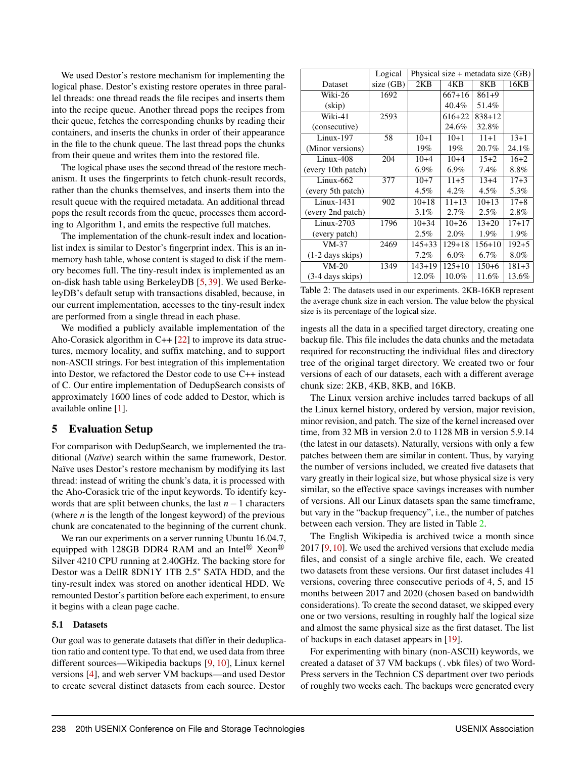We used Destor's restore mechanism for implementing the logical phase. Destor's existing restore operates in three parallel threads: one thread reads the file recipes and inserts them into the recipe queue. Another thread pops the recipes from their queue, fetches the corresponding chunks by reading their containers, and inserts the chunks in order of their appearance in the file to the chunk queue. The last thread pops the chunks from their queue and writes them into the restored file.

The logical phase uses the second thread of the restore mechanism. It uses the fingerprints to fetch chunk-result records, rather than the chunks themselves, and inserts them into the result queue with the required metadata. An additional thread pops the result records from the queue, processes them according to Algorithm 1, and emits the respective full matches.

The implementation of the chunk-result index and location-list index is similar to Destor's fingerprint index. This is an in-memory hash table, whose content is staged to disk if the memory becomes full. The tiny-result index is implemented as an on-disk hash table using BerkeleyDB [5, 39]. We used BerkeleyDB's default setup with transactions disabled, because, in our current implementation, accesses to the tiny-result index are performed from a single thread in each phase.

We modified a publicly available implementation of the Aho-Corasick algorithm in C++ [22] to improve its data structures, memory locality, and suffix matching, and to support non-ASCII strings. For best integration of this implementation into Destor, we refactored the Destor code to use C++ instead of C. Our entire implementation of DedupSearch consists of approximately 1600 lines of code added to Destor, which is available online [1].

## 5 Evaluation Setup

For comparison with DedupSearch, we implemented the traditional (*Naïve*) search within the same framework, Destor. Naïve uses Destor's restore mechanism by modifying its last thread: instead of writing the chunk's data, it is processed with the Aho-Corasick trie of the input keywords. To identify keywords that are split between chunks, the last $n-1$ characters (where $n$ is the length of the longest keyword) of the previous chunk are concatenated to the beginning of the current chunk.

We ran our experiments on a server running Ubuntu 16.04.7, equipped with 128GB DDR4 RAM and an Intel® Xeon® Silver 4210 CPU running at 2.40GHz. The backing store for Destor was a DellR 8DN1Y 1TB 2.5" SATA HDD, and the tiny-result index was stored on another identical HDD. We remounted Destor's partition before each experiment, to ensure it begins with a clean page cache.

### 5.1 Datasets

Our goal was to generate datasets that differ in their deduplication ratio and content type. To that end, we used data from three different sources—Wikipedia backups [9, 10], Linux kernel versions [4], and web server VM backups—and used Destor to create several distinct datasets from each source. Destor ingests all the data in a specified target directory, creating one backup file. This file includes the data chunks and the metadata required for reconstructing the individual files and directory tree of the original target directory. We created two or four versions of each of our datasets, each with a different average chunk size: 2KB, 4KB, 8KB, and 16KB.

| Dataset | Logical size (GB) | Physical size + metadata size (GB) | | | |
|---|---|---|---|---|---|
| | | 2KB | 4KB | 8KB | 16KB |
| Wiki-26 (skip) | 1692 | | 667+16<br>40.4% | 861+9<br>51.4% | |
| Wiki-41 (consecutive) | 2593 | | 616+22<br>24.6% | 838+12<br>32.8% | |
| Linux-197 (Minor versions) | 58 | 10+1<br>19% | 10+1<br>19% | 11+1<br>20.7% | 13+1<br>24.1% |
| Linux-408 (every 10th patch) | 204 | 10+4<br>6.9% | 10+4<br>6.9% | 15+2<br>7.4% | 16+2<br>8.8% |
| Linux-662 (every 5th patch) | 377 | 10+7<br>4.5% | 11+5<br>4.2% | 13+4<br>4.5% | 17+3<br>5.3% |
| Linux-1431 (every 2nd patch) | 902 | 10+18<br>3.1% | 11+13<br>2.7% | 10+13<br>2.5% | 17+8<br>2.8% |
| Linux-2703 (every patch) | 1796 | 10+34<br>2.5% | 10+26<br>2.0% | 13+20<br>1.9% | 17+17<br>1.9% |
| VM-37 (1-2 days skips) | 2469 | 145+33<br>7.2% | 129+18<br>6.0% | 156+10<br>6.7% | 192+5<br>8.0% |
| VM-20 (3-4 days skips) | 1349 | 143+19<br>12.0% | 125+10<br>10.0% | 150+6<br>11.6% | 181+3<br>13.6% |

Table 2: The datasets used in our experiments. 2KB-16KB represent the average chunk size in each version. The value below the physical size is its percentage of the logical size.

The Linux version archive includes tarred backups of all the Linux kernel history, ordered by version, major revision, minor revision, and patch. The size of the kernel increased over time, from 32 MB in version 2.0 to 1128 MB in version 5.9.14 (the latest in our datasets). Naturally, versions with only a few patches between them are similar in content. Thus, by varying the number of versions included, we created five datasets that vary greatly in their logical size, but whose physical size is very similar, so the effective space savings increases with number of versions. All our Linux datasets span the same timeframe, but vary in the "backup frequency", i.e., the number of patches between each version. They are listed in Table 2.

The English Wikipedia is archived twice a month since 2017 [9, 10]. We used the archived versions that exclude media files, and consist of a single archive file, each. We created two datasets from these versions. Our first dataset includes 41 versions, covering three consecutive periods of 4, 5, and 15 months between 2017 and 2020 (chosen based on bandwidth considerations). To create the second dataset, we skipped every one or two versions, resulting in roughly half the logical size and almost the same physical size as the first dataset. The list of backups in each dataset appears in [19].

For experimenting with binary (non-ASCII) keywords, we created a dataset of 37 VM backups (.vbk files) of two WordPress servers in the Technion CS department over two periods of roughly two weeks each. The backups were generated every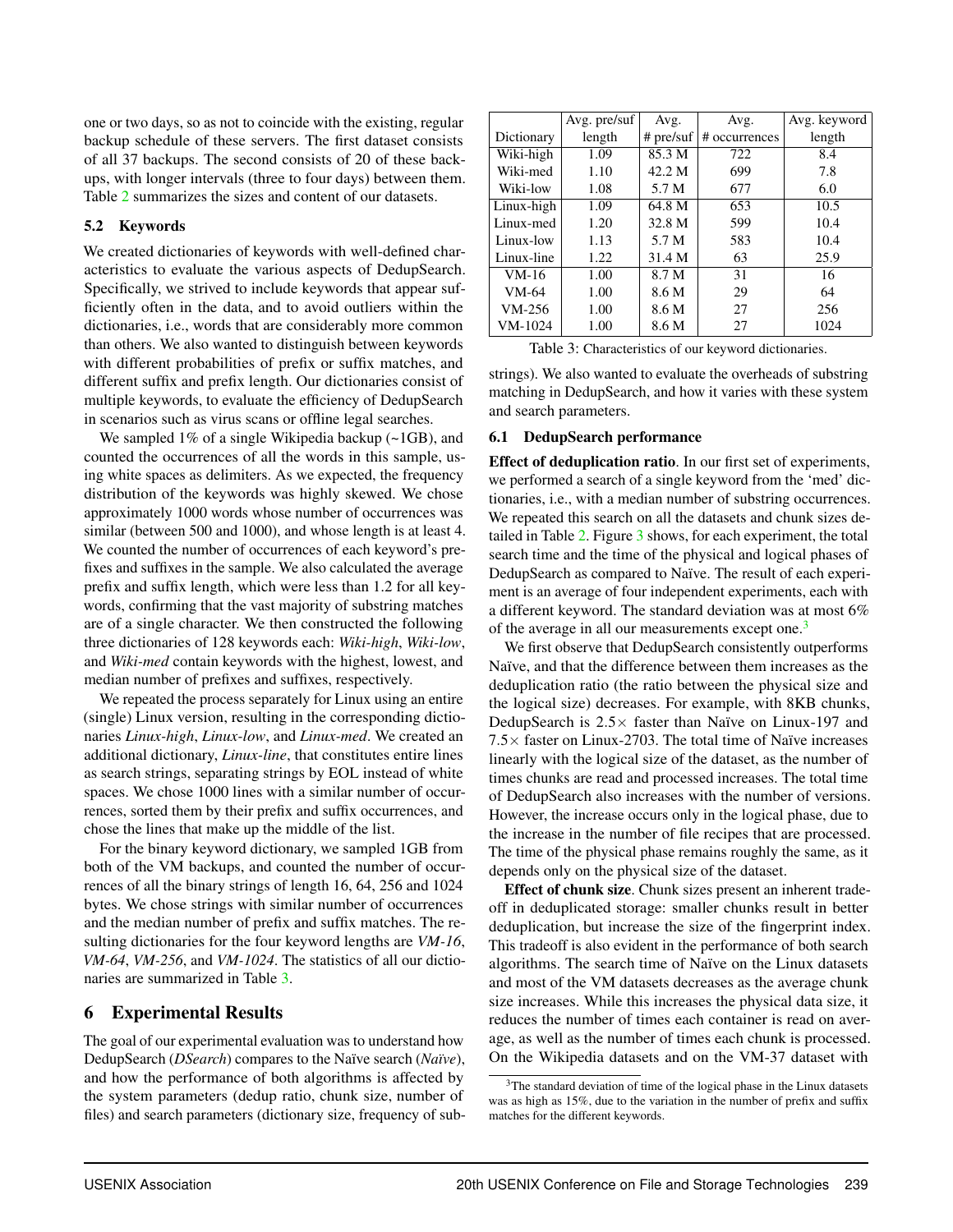one or two days, so as not to coincide with the existing, regular backup schedule of these servers. The first dataset consists of all 37 backups. The second consists of 20 of these backups, with longer intervals (three to four days) between them. Table 2 summarizes the sizes and content of our datasets.

### 5.2 Keywords

We created dictionaries of keywords with well-defined characteristics to evaluate the various aspects of DedupSearch. Specifically, we strived to include keywords that appear sufficiently often in the data, and to avoid outliers within the dictionaries, i.e., words that are considerably more common than others. We also wanted to distinguish between keywords with different probabilities of prefix or suffix matches, and different suffix and prefix length. Our dictionaries consist of multiple keywords, to evaluate the efficiency of DedupSearch in scenarios such as virus scans or offline legal searches.

We sampled 1% of a single Wikipedia backup (~1GB), and counted the occurrences of all the words in this sample, using white spaces as delimiters. As we expected, the frequency distribution of the keywords was highly skewed. We chose approximately 1000 words whose number of occurrences was similar (between 500 and 1000), and whose length is at least 4. We counted the number of occurrences of each keyword's prefixes and suffixes in the sample. We also calculated the average prefix and suffix length, which were less than 1.2 for all keywords, confirming that the vast majority of substring matches are of a single character. We then constructed the following three dictionaries of 128 keywords each: *Wiki-high*, *Wiki-low*, and *Wiki-med* contain keywords with the highest, lowest, and median number of prefixes and suffixes, respectively.

We repeated the process separately for Linux using an entire (single) Linux version, resulting in the corresponding dictionaries *Linux-high*, *Linux-low*, and *Linux-med*. We created an additional dictionary, *Linux-line*, that constitutes entire lines as search strings, separating strings by EOL instead of white spaces. We chose 1000 lines with a similar number of occurrences, sorted them by their prefix and suffix occurrences, and chose the lines that make up the middle of the list.

For the binary keyword dictionary, we sampled 1GB from both of the VM backups, and counted the number of occurrences of all the binary strings of length 16, 64, 256 and 1024 bytes. We chose strings with similar number of occurrences and the median number of prefix and suffix matches. The resulting dictionaries for the four keyword lengths are *VM-16*, *VM-64*, *VM-256*, and *VM-1024*. The statistics of all our dictionaries are summarized in Table 3.

| Dictionary | Avg. pre/suf length | Avg. # pre/suf | Avg. # occurrences | Avg. keyword length |
|---|---|---|---|---|
| Wiki-high | 1.09 | 85.3 M | 722 | 8.4 |
| Wiki-med | 1.10 | 42.2 M | 699 | 7.8 |
| Wiki-low | 1.08 | 5.7 M | 677 | 6.0 |
| Linux-high | 1.09 | 64.8 M | 653 | 10.5 |
| Linux-med | 1.20 | 32.8 M | 599 | 10.4 |
| Linux-low | 1.13 | 5.7 M | 583 | 10.4 |
| Linux-line | 1.22 | 31.4 M | 63 | 25.9 |
| VM-16 | 1.00 | 8.7 M | 31 | 16 |
| VM-64 | 1.00 | 8.6 M | 29 | 64 |
| VM-256 | 1.00 | 8.6 M | 27 | 256 |
| VM-1024 | 1.00 | 8.6 M | 27 | 1024 |

Table 3: Characteristics of our keyword dictionaries.

## 6 Experimental Results

The goal of our experimental evaluation was to understand how DedupSearch (*DSearch*) compares to the Naïve search (*Naïve*), and how the performance of both algorithms is affected by the system parameters (dedup ratio, chunk size, number of files) and search parameters (dictionary size, frequency of substrings). We also wanted to evaluate the overheads of substring matching in DedupSearch, and how it varies with these system and search parameters.

### 6.1 DedupSearch performance

**Effect of deduplication ratio**. In our first set of experiments, we performed a search of a single keyword from the 'med' dictionaries, i.e., with a median number of substring occurrences. We repeated this search on all the datasets and chunk sizes detailed in Table 2. Figure 3 shows, for each experiment, the total search time and the time of the physical and logical phases of DedupSearch as compared to Naïve. The result of each experiment is an average of four independent experiments, each with a different keyword. The standard deviation was at most 6% of the average in all our measurements except one.[3]

We first observe that DedupSearch consistently outperforms Naïve, and that the difference between them increases as the deduplication ratio (the ratio between the physical size and the logical size) decreases. For example, with 8KB chunks, DedupSearch is 2.5× faster than Naïve on Linux-197 and 7.5× faster on Linux-2703. The total time of Naïve increases linearly with the logical size of the dataset, as the number of times chunks are read and processed increases. The total time of DedupSearch also increases with the number of versions. However, the increase occurs only in the logical phase, due to the increase in the number of file recipes that are processed. The time of the physical phase remains roughly the same, as it depends only on the physical size of the dataset.

**Effect of chunk size**. Chunk sizes present an inherent tradeoff in deduplicated storage: smaller chunks result in better deduplication, but increase the size of the fingerprint index. This tradeoff is also evident in the performance of both search algorithms. The search time of Naïve on the Linux datasets and most of the VM datasets decreases as the average chunk size increases. While this increases the physical data size, it reduces the number of times each container is read on average, as well as the number of times each chunk is processed. On the Wikipedia datasets and on the VM-37 dataset with

[3] The standard deviation of time of the logical phase in the Linux datasets was as high as 15%, due to the variation in the number of prefix and suffix matches for the different keywords.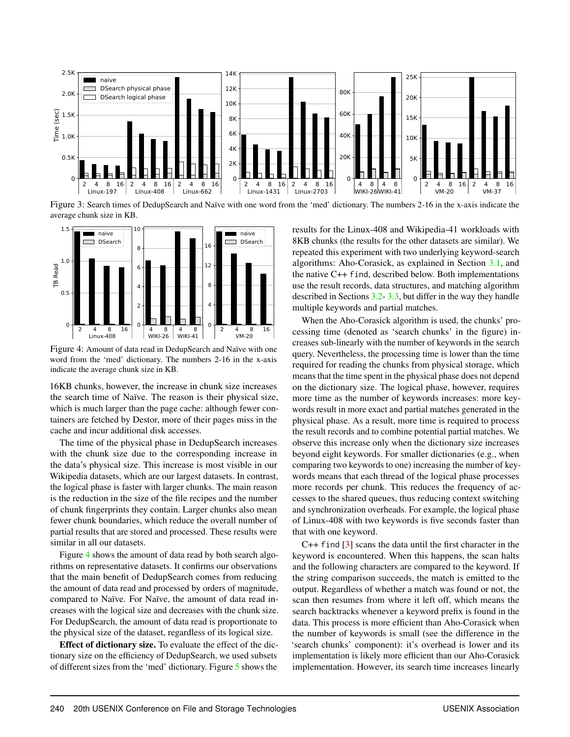Figure 3: Search times of DedupSearch and Naïve with one word from the 'med' dictionary. The numbers 2-16 in the x-axis indicate the average chunk size in KB.

Figure 4: Amount of data read in DedupSearch and Naïve with one word from the 'med' dictionary. The numbers 2-16 in the x-axis indicate the average chunk size in KB.

16KB chunks, however, the increase in chunk size increases the search time of Naïve. The reason is their physical size, which is much larger than the page cache: although fewer containers are fetched by Destor, more of their pages miss in the cache and incur additional disk accesses.

The time of the physical phase in DedupSearch increases with the chunk size due to the corresponding increase in the data's physical size. This increase is most visible in our Wikipedia datasets, which are our largest datasets. In contrast, the logical phase is faster with larger chunks. The main reason is the reduction in the size of the file recipes and the number of chunk fingerprints they contain. Larger chunks also mean fewer chunk boundaries, which reduce the overall number of partial results that are stored and processed. These results were similar in all our datasets.

Figure 4 shows the amount of data read by both search algorithms on representative datasets. It confirms our observations that the main benefit of DedupSearch comes from reducing the amount of data read and processed by orders of magnitude, compared to Naïve. For Naïve, the amount of data read increases with the logical size and decreases with the chunk size. For DedupSearch, the amount of data read is proportionate to the physical size of the dataset, regardless of its logical size.

**Effect of dictionary size.** To evaluate the effect of the dictionary size on the efficiency of DedupSearch, we used subsets of different sizes from the 'med' dictionary. Figure 5 shows the results for the Linux-408 and Wikipedia-41 workloads with 8KB chunks (the results for the other datasets are similar). We repeated this experiment with two underlying keyword-search algorithms: Aho-Corasick, as explained in Section 3.1, and the native C++ `find`, described below. Both implementations use the result records, data structures, and matching algorithm described in Sections 3.2- 3.3, but differ in the way they handle multiple keywords and partial matches.

When the Aho-Corasick algorithm is used, the chunks' processing time (denoted as 'search chunks' in the figure) increases sub-linearly with the number of keywords in the search query. Nevertheless, the processing time is lower than the time required for reading the chunks from physical storage, which means that the time spent in the physical phase does not depend on the dictionary size. The logical phase, however, requires more time as the number of keywords increases: more keywords result in more exact and partial matches generated in the physical phase. As a result, more time is required to process the result records and to combine potential partial matches. We observe this increase only when the dictionary size increases beyond eight keywords. For smaller dictionaries (e.g., when comparing two keywords to one) increasing the number of keywords means that each thread of the logical phase processes more records per chunk. This reduces the frequency of accesses to the shared queues, thus reducing context switching and synchronization overheads. For example, the logical phase of Linux-408 with two keywords is five seconds faster than that with one keyword.

C++ `find` [3] scans the data until the first character in the keyword is encountered. When this happens, the scan halts and the following characters are compared to the keyword. If the string comparison succeeds, the match is emitted to the output. Regardless of whether a match was found or not, the scan then resumes from where it left off, which means the search backtracks whenever a keyword prefix is found in the data. This process is more efficient than Aho-Corasick when the number of keywords is small (see the difference in the 'search chunks' component): it's overhead is lower and its implementation is likely more efficient than our Aho-Corasick implementation. However, its search time increases linearly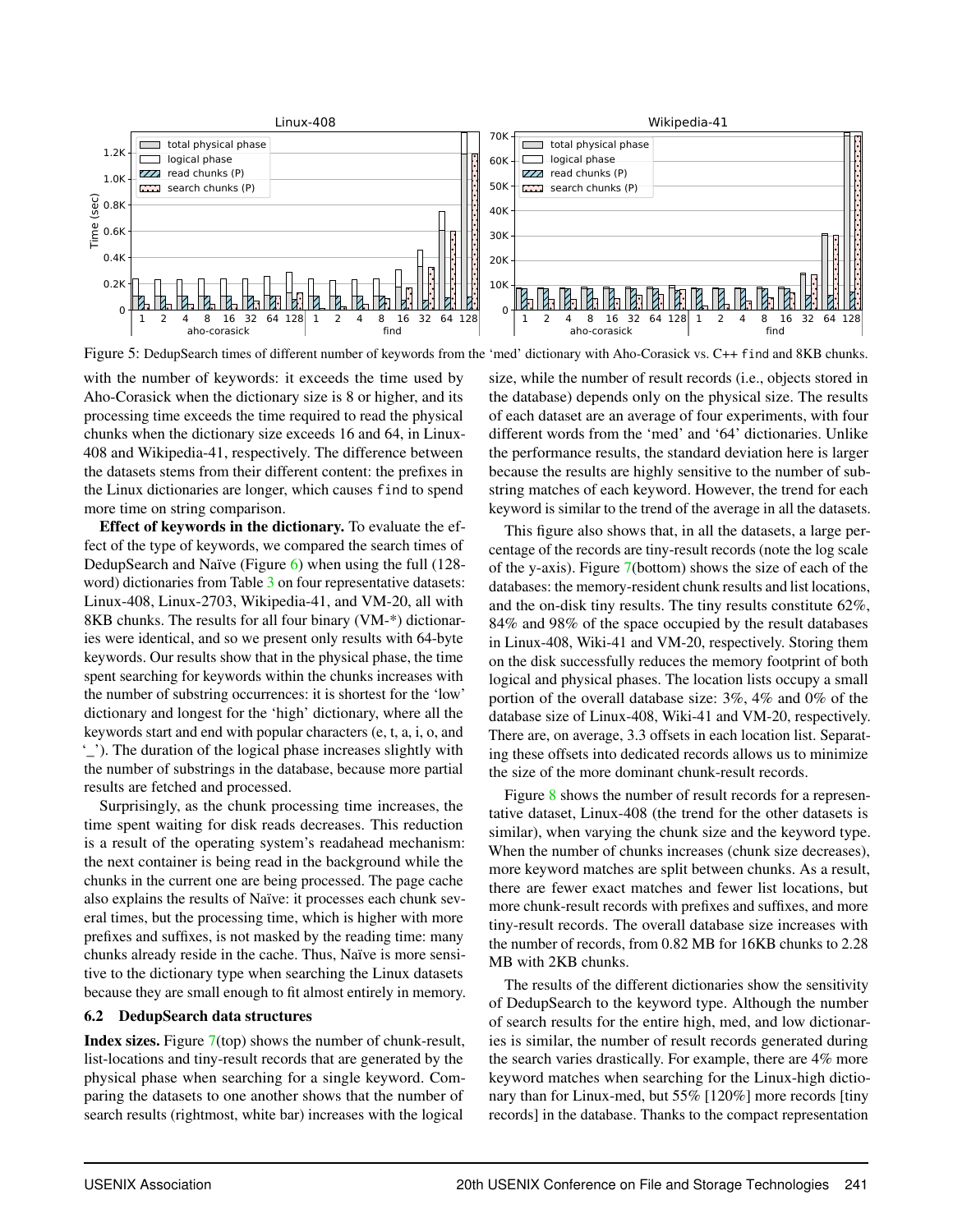Figure 5: DedupSearch times of different number of keywords from the 'med' dictionary with Aho-Corasick vs. C++ find and 8KB chunks.

with the number of keywords: it exceeds the time used by Aho-Corasick when the dictionary size is 8 or higher, and its processing time exceeds the time required to read the physical chunks when the dictionary size exceeds 16 and 64, in Linux-408 and Wikipedia-41, respectively. The difference between the datasets stems from their different content: the prefixes in the Linux dictionaries are longer, which causes find to spend more time on string comparison.

**Effect of keywords in the dictionary.** To evaluate the effect of the type of keywords, we compared the search times of DedupSearch and Naïve (Figure 6) when using the full (128-word) dictionaries from Table 3 on four representative datasets: Linux-408, Linux-2703, Wikipedia-41, and VM-20, all with 8KB chunks. The results for all four binary (VM-*) dictionaries were identical, and so we present only results with 64-byte keywords. Our results show that in the physical phase, the time spent searching for keywords within the chunks increases with the number of substring occurrences: it is shortest for the 'low' dictionary and longest for the 'high' dictionary, where all the keywords start and end with popular characters (e, t, a, i, o, and '_'). The duration of the logical phase increases slightly with the number of substrings in the database, because more partial results are fetched and processed.

Surprisingly, as the chunk processing time increases, the time spent waiting for disk reads decreases. This reduction is a result of the operating system's readahead mechanism: the next container is being read in the background while the chunks in the current one are being processed. The page cache also explains the results of Naïve: it processes each chunk several times, but the processing time, which is higher with more prefixes and suffixes, is not masked by the reading time: many chunks already reside in the cache. Thus, Naïve is more sensitive to the dictionary type when searching the Linux datasets because they are small enough to fit almost entirely in memory.

### 6.2 DedupSearch data structures

**Index sizes.** Figure 7(top) shows the number of chunk-result, list-locations and tiny-result records that are generated by the physical phase when searching for a single keyword. Comparing the datasets to one another shows that the number of search results (rightmost, white bar) increases with the logical size, while the number of result records (i.e., objects stored in the database) depends only on the physical size. The results of each dataset are an average of four experiments, with four different words from the 'med' and '64' dictionaries. Unlike the performance results, the standard deviation here is larger because the results are highly sensitive to the number of substring matches of each keyword. However, the trend for each keyword is similar to the trend of the average in all the datasets.

This figure also shows that, in all the datasets, a large percentage of the records are tiny-result records (note the log scale of the y-axis). Figure 7(bottom) shows the size of each of the databases: the memory-resident chunk results and list locations, and the on-disk tiny results. The tiny results constitute 62%, 84% and 98% of the space occupied by the result databases in Linux-408, Wiki-41 and VM-20, respectively. Storing them on the disk successfully reduces the memory footprint of both logical and physical phases. The location lists occupy a small portion of the overall database size: 3%, 4% and 0% of the database size of Linux-408, Wiki-41 and VM-20, respectively. There are, on average, 3.3 offsets in each location list. Separating these offsets into dedicated records allows us to minimize the size of the more dominant chunk-result records.

Figure 8 shows the number of result records for a representative dataset, Linux-408 (the trend for the other datasets is similar), when varying the chunk size and the keyword type. When the number of chunks increases (chunk size decreases), more keyword matches are split between chunks. As a result, there are fewer exact matches and fewer list locations, but more chunk-result records with prefixes and suffixes, and more tiny-result records. The overall database size increases with the number of records, from 0.82 MB for 16KB chunks to 2.28 MB with 2KB chunks.

The results of the different dictionaries show the sensitivity of DedupSearch to the keyword type. Although the number of search results for the entire high, med, and low dictionaries is similar, the number of result records generated during the search varies drastically. For example, there are 4% more keyword matches when searching for the Linux-high dictionary than for Linux-med, but 55% [120%] more records [tiny records] in the database. Thanks to the compact representation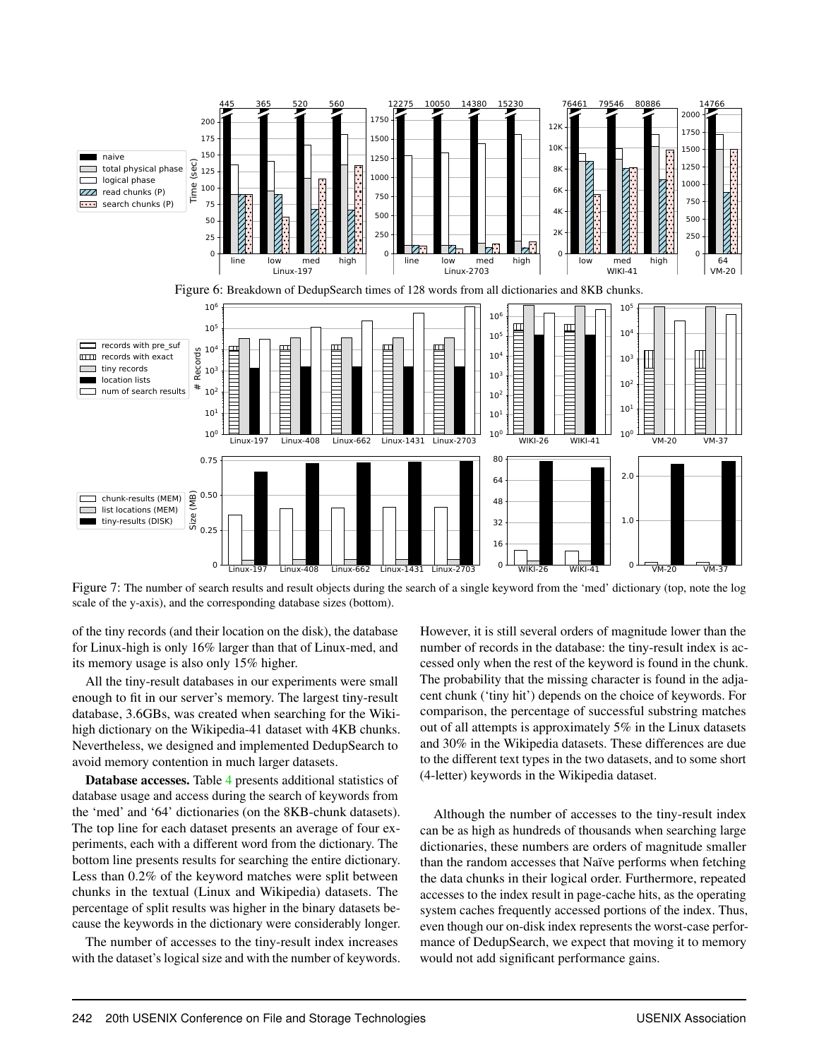Figure 6: Breakdown of DedupSearch times of 128 words from all dictionaries and 8KB chunks.

Figure 7: The number of search results and result objects during the search of a single keyword from the 'med' dictionary (top, note the log scale of the y-axis), and the corresponding database sizes (bottom).

of the tiny records (and their location on the disk), the database for Linux-high is only 16% larger than that of Linux-med, and its memory usage is also only 15% higher.

All the tiny-result databases in our experiments were small enough to fit in our server's memory. The largest tiny-result database, 3.6GBs, was created when searching for the Wiki-high dictionary on the Wikipedia-41 dataset with 4KB chunks. Nevertheless, we designed and implemented DedupSearch to avoid memory contention in much larger datasets.

**Database accesses.** Table 4 presents additional statistics of database usage and access during the search of keywords from the 'med' and '64' dictionaries (on the 8KB-chunk datasets). The top line for each dataset presents an average of four experiments, each with a different word from the dictionary. The bottom line presents results for searching the entire dictionary. Less than 0.2% of the keyword matches were split between chunks in the textual (Linux and Wikipedia) datasets. The percentage of split results was higher in the binary datasets because the keywords in the dictionary were considerably longer.

The number of accesses to the tiny-result index increases with the dataset's logical size and with the number of keywords. However, it is still several orders of magnitude lower than the number of records in the database: the tiny-result index is accessed only when the rest of the keyword is found in the chunk. The probability that the missing character is found in the adjacent chunk ('tiny hit') depends on the choice of keywords. For comparison, the percentage of successful substring matches out of all attempts is approximately 5% in the Linux datasets and 30% in the Wikipedia datasets. These differences are due to the different text types in the two datasets, and to some short (4-letter) keywords in the Wikipedia dataset.

Although the number of accesses to the tiny-result index can be as high as hundreds of thousands when searching large dictionaries, these numbers are orders of magnitude smaller than the random accesses that Naïve performs when fetching the data chunks in their logical order. Furthermore, repeated accesses to the index result in page-cache hits, as the operating system caches frequently accessed portions of the index. Thus, even though our on-disk index represents the worst-case performance of DedupSearch, we expect that moving it to memory would not add significant performance gains.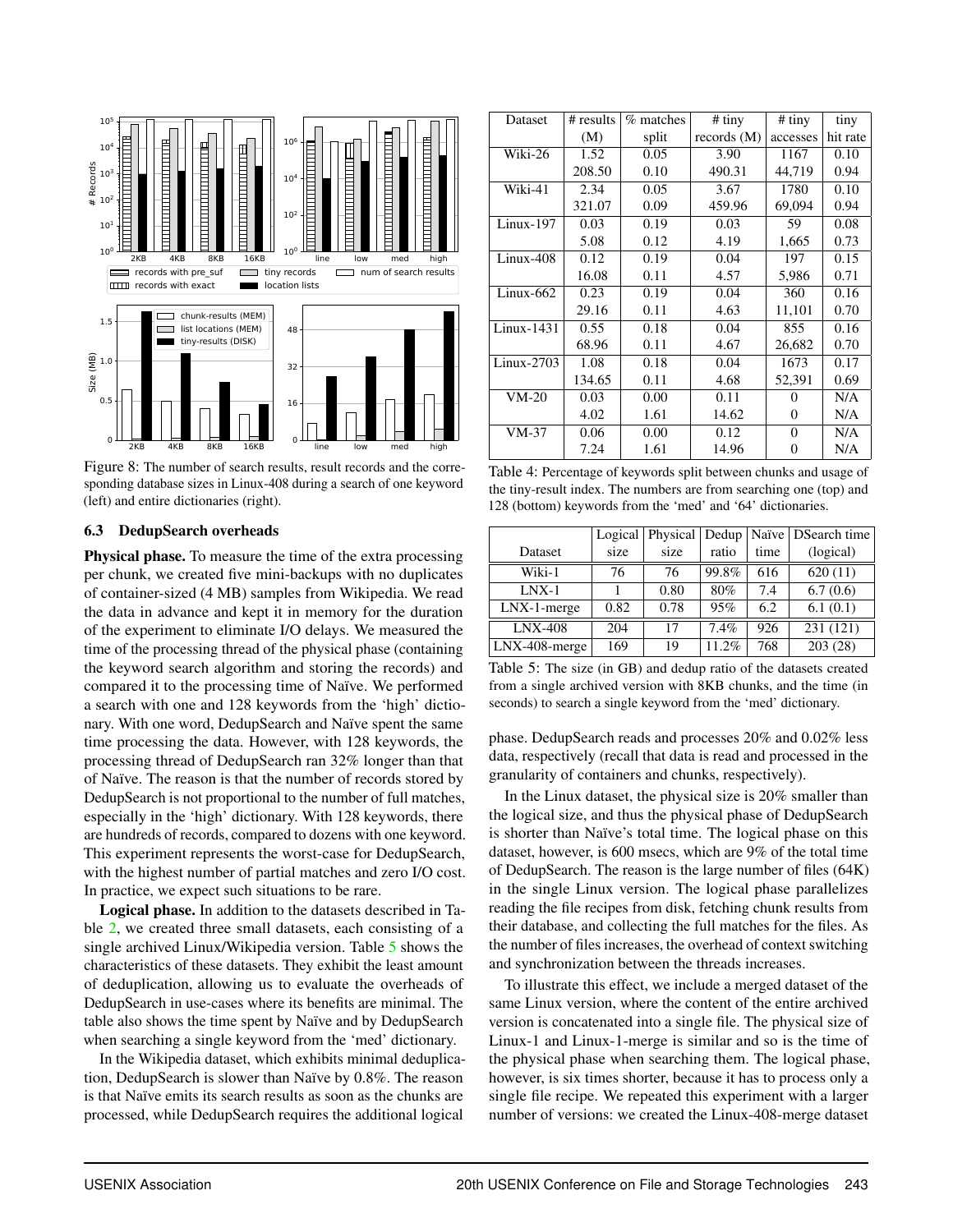Figure 8: The number of search results, result records and the corresponding database sizes in Linux-408 during a search of one keyword (left) and entire dictionaries (right).

| Dataset | # results (M) | % matches split | # tiny records (M) | # tiny accesses | tiny hit rate |
|---|---|---|---|---|---|
| Wiki-26 | 1.52 | 0.05 | 3.90 | 1167 | 0.10 |
| | 208.50 | 0.10 | 490.31 | 44,719 | 0.94 |
| Wiki-41 | 2.34 | 0.05 | 3.67 | 1780 | 0.10 |
| | 321.07 | 0.09 | 459.96 | 69,094 | 0.94 |
| Linux-197 | 0.03 | 0.19 | 0.03 | 59 | 0.08 |
| | 5.08 | 0.12 | 4.19 | 1,665 | 0.73 |
| Linux-408 | 0.12 | 0.19 | 0.04 | 197 | 0.15 |
| | 16.08 | 0.11 | 4.57 | 5,986 | 0.71 |
| Linux-662 | 0.23 | 0.19 | 0.04 | 360 | 0.16 |
| | 29.16 | 0.11 | 4.63 | 11,101 | 0.70 |
| Linux-1431 | 0.55 | 0.18 | 0.04 | 855 | 0.16 |
| | 68.96 | 0.11 | 4.67 | 26,682 | 0.70 |
| Linux-2703 | 1.08 | 0.18 | 0.04 | 1673 | 0.17 |
| | 134.65 | 0.11 | 4.68 | 52,391 | 0.69 |
| VM-20 | 0.03 | 0.00 | 0.11 | 0 | N/A |
| | 4.02 | 1.61 | 14.62 | 0 | N/A |
| VM-37 | 0.06 | 0.00 | 0.12 | 0 | N/A |
| | 7.24 | 1.61 | 14.96 | 0 | N/A |

Table 4: Percentage of keywords split between chunks and usage of the tiny-result index. The numbers are from searching one (top) and 128 (bottom) keywords from the 'med' and '64' dictionaries.

| Dataset | Logical size | Physical size | Dedup ratio | Naïve time | DSearch time (logical) |
|---|---|---|---|---|---|
| Wiki-1 | 76 | 76 | 99.8% | 616 | 620 (11) |
| LNX-1 | 1 | 0.80 | 80% | 7.4 | 6.7 (0.6) |
| LNX-1-merge | 0.82 | 0.78 | 95% | 6.2 | 6.1 (0.1) |
| LNX-408 | 204 | 17 | 7.4% | 926 | 231 (121) |
| LNX-408-merge | 169 | 19 | 11.2% | 768 | 203 (28) |

Table 5: The size (in GB) and dedup ratio of the datasets created from a single archived version with 8KB chunks, and the time (in seconds) to search a single keyword from the 'med' dictionary.

### 6.3 DedupSearch overheads

**Physical phase.** To measure the time of the extra processing per chunk, we created five mini-backups with no duplicates of container-sized (4 MB) samples from Wikipedia. We read the data in advance and kept it in memory for the duration of the experiment to eliminate I/O delays. We measured the time of the processing thread of the physical phase (containing the keyword search algorithm and storing the records) and compared it to the processing time of Naïve. We performed a search with one and 128 keywords from the 'high' dictionary. With one word, DedupSearch and Naïve spent the same time processing the data. However, with 128 keywords, the processing thread of DedupSearch ran 32% longer than that of Naïve. The reason is that the number of records stored by DedupSearch is not proportional to the number of full matches, especially in the 'high' dictionary. With 128 keywords, there are hundreds of records, compared to dozens with one keyword. This experiment represents the worst-case for DedupSearch, with the highest number of partial matches and zero I/O cost. In practice, we expect such situations to be rare.

**Logical phase.** In addition to the datasets described in Table 2, we created three small datasets, each consisting of a single archived Linux/Wikipedia version. Table 5 shows the characteristics of these datasets. They exhibit the least amount of deduplication, allowing us to evaluate the overheads of DedupSearch in use-cases where its benefits are minimal. The table also shows the time spent by Naïve and by DedupSearch when searching a single keyword from the 'med' dictionary.

In the Wikipedia dataset, which exhibits minimal deduplication, DedupSearch is slower than Naïve by 0.8%. The reason is that Naïve emits its search results as soon as the chunks are processed, while DedupSearch requires the additional logical phase. DedupSearch reads and processes 20% and 0.02% less data, respectively (recall that data is read and processed in the granularity of containers and chunks, respectively).

In the Linux dataset, the physical size is 20% smaller than the logical size, and thus the physical phase of DedupSearch is shorter than Naïve's total time. The logical phase on this dataset, however, is 600 msecs, which are 9% of the total time of DedupSearch. The reason is the large number of files (64K) in the single Linux version. The logical phase parallelizes reading the file recipes from disk, fetching chunk results from their database, and collecting the full matches for the files. As the number of files increases, the overhead of context switching and synchronization between the threads increases.

To illustrate this effect, we include a merged dataset of the same Linux version, where the content of the entire archived version is concatenated into a single file. The physical size of Linux-1 and Linux-1-merge is similar and so is the time of the physical phase when searching them. The logical phase, however, is six times shorter, because it has to process only a single file recipe. We repeated this experiment with a larger number of versions: we created the Linux-408-merge dataset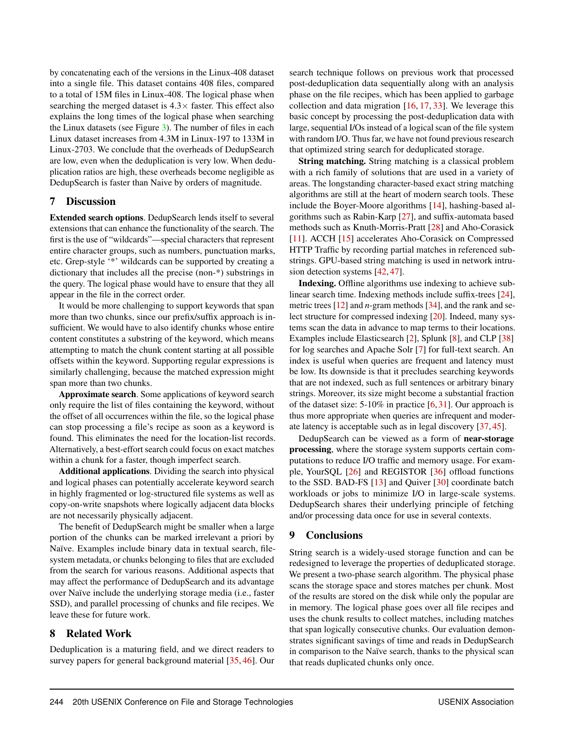by concatenating each of the versions in the Linux-408 dataset into a single file. This dataset contains 408 files, compared to a total of 15M files in Linux-408. The logical phase when searching the merged dataset is 4.3× faster. This effect also explains the long times of the logical phase when searching the Linux datasets (see Figure 3). The number of files in each Linux dataset increases from 4.3M in Linux-197 to 133M in Linux-2703. We conclude that the overheads of DedupSearch are low, even when the deduplication is very low. When deduplication ratios are high, these overheads become negligible as DedupSearch is faster than Naive by orders of magnitude.

## 7 Discussion

**Extended search options**. DedupSearch lends itself to several extensions that can enhance the functionality of the search. The first is the use of "wildcards"—special characters that represent entire character groups, such as numbers, punctuation marks, etc. Grep-style '*' wildcards can be supported by creating a dictionary that includes all the precise (non-*) substrings in the query. The logical phase would have to ensure that they all appear in the file in the correct order.

It would be more challenging to support keywords that span more than two chunks, since our prefix/suffix approach is insufficient. We would have to also identify chunks whose entire content constitutes a substring of the keyword, which means attempting to match the chunk content starting at all possible offsets within the keyword. Supporting regular expressions is similarly challenging, because the matched expression might span more than two chunks.

**Approximate search**. Some applications of keyword search only require the list of files containing the keyword, without the offset of all occurrences within the file, so the logical phase can stop processing a file's recipe as soon as a keyword is found. This eliminates the need for the location-list records. Alternatively, a best-effort search could focus on exact matches within a chunk for a faster, though imperfect search.

**Additional applications**. Dividing the search into physical and logical phases can potentially accelerate keyword search in highly fragmented or log-structured file systems as well as copy-on-write snapshots where logically adjacent data blocks are not necessarily physically adjacent.

The benefit of DedupSearch might be smaller when a large portion of the chunks can be marked irrelevant a priori by Naïve. Examples include binary data in textual search, file-system metadata, or chunks belonging to files that are excluded from the search for various reasons. Additional aspects that may affect the performance of DedupSearch and its advantage over Naïve include the underlying storage media (i.e., faster SSD), and parallel processing of chunks and file recipes. We leave these for future work.

## 8 Related Work

Deduplication is a maturing field, and we direct readers to survey papers for general background material [35, 46]. Our search technique follows on previous work that processed post-deduplication data sequentially along with an analysis phase on the file recipes, which has been applied to garbage collection and data migration [16, 17, 33]. We leverage this basic concept by processing the post-deduplication data with large, sequential I/Os instead of a logical scan of the file system with random I/O. Thus far, we have not found previous research that optimized string search for deduplicated storage.

**String matching.** String matching is a classical problem with a rich family of solutions that are used in a variety of areas. The longstanding character-based exact string matching algorithms are still at the heart of modern search tools. These include the Boyer-Moore algorithms [14], hashing-based algorithms such as Rabin-Karp [27], and suffix-automata based methods such as Knuth-Morris-Pratt [28] and Aho-Corasick [11]. ACCH [15] accelerates Aho-Corasick on Compressed HTTP Traffic by recording partial matches in referenced substrings. GPU-based string matching is used in network intrusion detection systems [42, 47].

**Indexing.** Offline algorithms use indexing to achieve sublinear search time. Indexing methods include suffix-trees [24], metric trees [12] and $n$-gram methods [34], and the rank and select structure for compressed indexing [20]. Indeed, many systems scan the data in advance to map terms to their locations. Examples include Elasticsearch [2], Splunk [8], and CLP [38] for log searches and Apache Solr [7] for full-text search. An index is useful when queries are frequent and latency must be low. Its downside is that it precludes searching keywords that are not indexed, such as full sentences or arbitrary binary strings. Moreover, its size might become a substantial fraction of the dataset size: 5-10% in practice [6, 31]. Our approach is thus more appropriate when queries are infrequent and moderate latency is acceptable such as in legal discovery [37, 45].

DedupSearch can be viewed as a form of **near-storage processing**, where the storage system supports certain computations to reduce I/O traffic and memory usage. For example, YourSQL [26] and REGISTOR [36] offload functions to the SSD. BAD-FS [13] and Quiver [30] coordinate batch workloads or jobs to minimize I/O in large-scale systems. DedupSearch shares their underlying principle of fetching and/or processing data once for use in several contexts.

## 9 Conclusions

String search is a widely-used storage function and can be redesigned to leverage the properties of deduplicated storage. We present a two-phase search algorithm. The physical phase scans the storage space and stores matches per chunk. Most of the results are stored on the disk while only the popular are in memory. The logical phase goes over all file recipes and uses the chunk results to collect matches, including matches that span logically consecutive chunks. Our evaluation demonstrates significant savings of time and reads in DedupSearch in comparison to the Naïve search, thanks to the physical scan that reads duplicated chunks only once.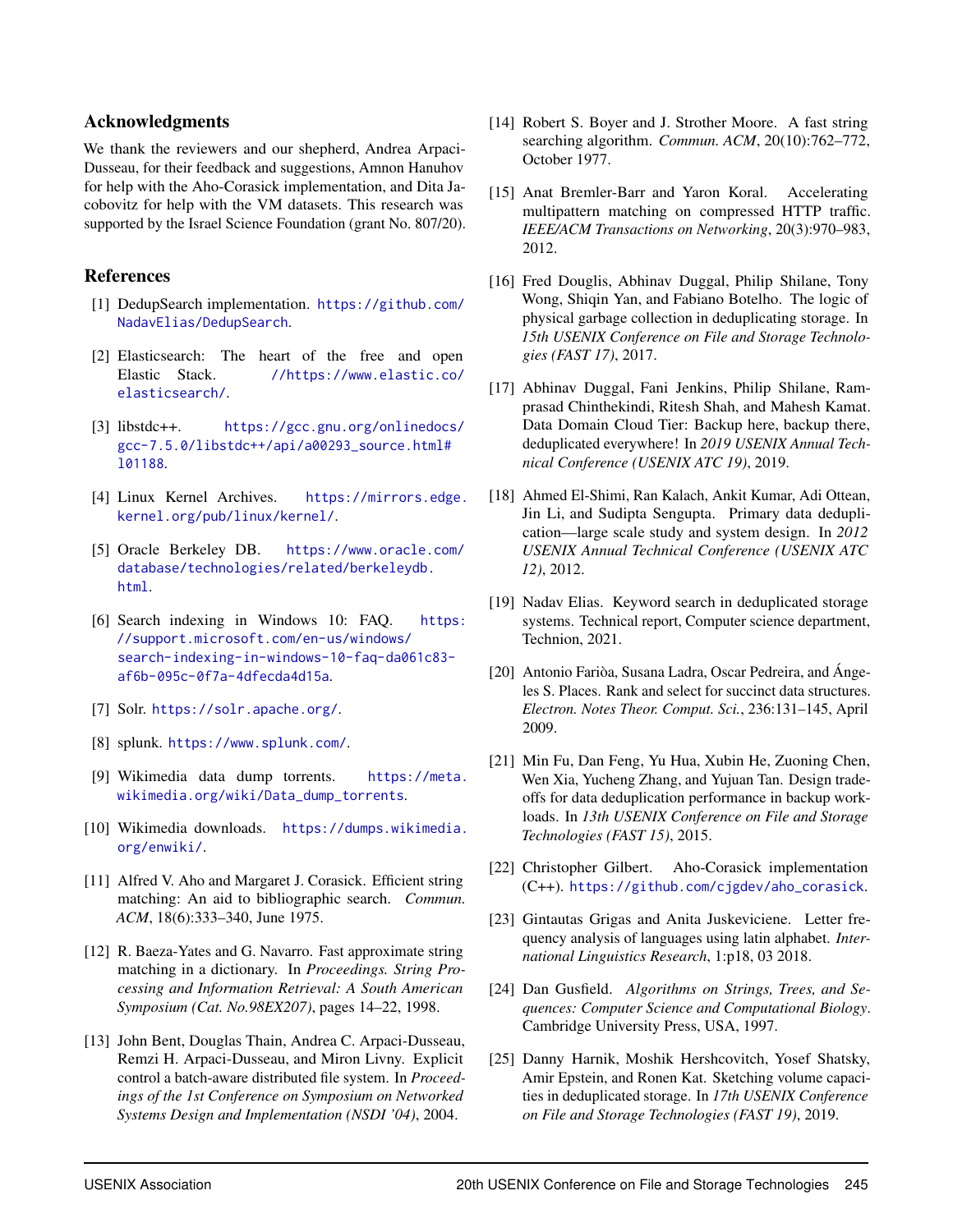## Acknowledgments

We thank the reviewers and our shepherd, Andrea Arpaci-Dusseau, for their feedback and suggestions, Amnon Hanuhov for help with the Aho-Corasick implementation, and Dita Jacobovitz for help with the VM datasets. This research was supported by the Israel Science Foundation (grant No. 807/20).

## References

[1] DedupSearch implementation. https://github.com/NadavElias/DedupSearch.

[2] Elasticsearch: The heart of the free and open Elastic Stack. //https://www.elastic.co/elasticsearch/.

[3] libstdc++. https://gcc.gnu.org/onlinedocs/gcc-7.5.0/libstdc++/api/a00293_source.html#l01188.

[4] Linux Kernel Archives. https://mirrors.edge.kernel.org/pub/linux/kernel/.

[5] Oracle Berkeley DB. https://www.oracle.com/database/technologies/related/berkeleydb.html.

[6] Search indexing in Windows 10: FAQ. https://support.microsoft.com/en-us/windows/search-indexing-in-windows-10-faq-da061c83-af6b-095c-0f7a-4dfecda4d15a.

[7] Solr. https://solr.apache.org/.

[8] splunk. https://www.splunk.com/.

[9] Wikimedia data dump torrents. https://meta.wikimedia.org/wiki/Data_dump_torrents.

[10] Wikimedia downloads. https://dumps.wikimedia.org/enwiki/.

[11] Alfred V. Aho and Margaret J. Corasick. Efficient string matching: An aid to bibliographic search. *Commun. ACM*, 18(6):333–340, June 1975.

[12] R. Baeza-Yates and G. Navarro. Fast approximate string matching in a dictionary. In *Proceedings. String Processing and Information Retrieval: A South American Symposium (Cat. No.98EX207)*, pages 14–22, 1998.

[13] John Bent, Douglas Thain, Andrea C. Arpaci-Dusseau, Remzi H. Arpaci-Dusseau, and Miron Livny. Explicit control a batch-aware distributed file system. In *Proceedings of the 1st Conference on Symposium on Networked Systems Design and Implementation (NSDI '04)*, 2004.

[14] Robert S. Boyer and J. Strother Moore. A fast string searching algorithm. *Commun. ACM*, 20(10):762–772, October 1977.

[15] Anat Bremler-Barr and Yaron Koral. Accelerating multipattern matching on compressed HTTP traffic. *IEEE/ACM Transactions on Networking*, 20(3):970–983, 2012.

[16] Fred Douglis, Abhinav Duggal, Philip Shilane, Tony Wong, Shiqin Yan, and Fabiano Botelho. The logic of physical garbage collection in deduplicating storage. In *15th USENIX Conference on File and Storage Technologies (FAST 17)*, 2017.

[17] Abhinav Duggal, Fani Jenkins, Philip Shilane, Ramprasad Chinthekindi, Ritesh Shah, and Mahesh Kamat. Data Domain Cloud Tier: Backup here, backup there, deduplicated everywhere! In *2019 USENIX Annual Technical Conference (USENIX ATC 19)*, 2019.

[18] Ahmed El-Shimi, Ran Kalach, Ankit Kumar, Adi Ottean, Jin Li, and Sudipta Sengupta. Primary data deduplication—large scale study and system design. In *2012 USENIX Annual Technical Conference (USENIX ATC 12)*, 2012.

[19] Nadav Elias. Keyword search in deduplicated storage systems. Technical report, Computer science department, Technion, 2021.

[20] Antonio Fariña, Susana Ladra, Oscar Pedreira, and Ángeles S. Places. Rank and select for succinct data structures. *Electron. Notes Theor. Comput. Sci.*, 236:131–145, April 2009.

[21] Min Fu, Dan Feng, Yu Hua, Xubin He, Zuoning Chen, Wen Xia, Yucheng Zhang, and Yujuan Tan. Design tradeoffs for data deduplication performance in backup workloads. In *13th USENIX Conference on File and Storage Technologies (FAST 15)*, 2015.

[22] Christopher Gilbert. Aho-Corasick implementation (C++). https://github.com/cjgdev/aho_corasick.

[23] Gintautas Grigas and Anita Juskeviciene. Letter frequency analysis of languages using latin alphabet. *International Linguistics Research*, 1:p18, 03 2018.

[24] Dan Gusfield. *Algorithms on Strings, Trees, and Sequences: Computer Science and Computational Biology*. Cambridge University Press, USA, 1997.

[25] Danny Harnik, Moshik Hershcovitch, Yosef Shatsky, Amir Epstein, and Ronen Kat. Sketching volume capacities in deduplicated storage. In *17th USENIX Conference on File and Storage Technologies (FAST 19)*, 2019.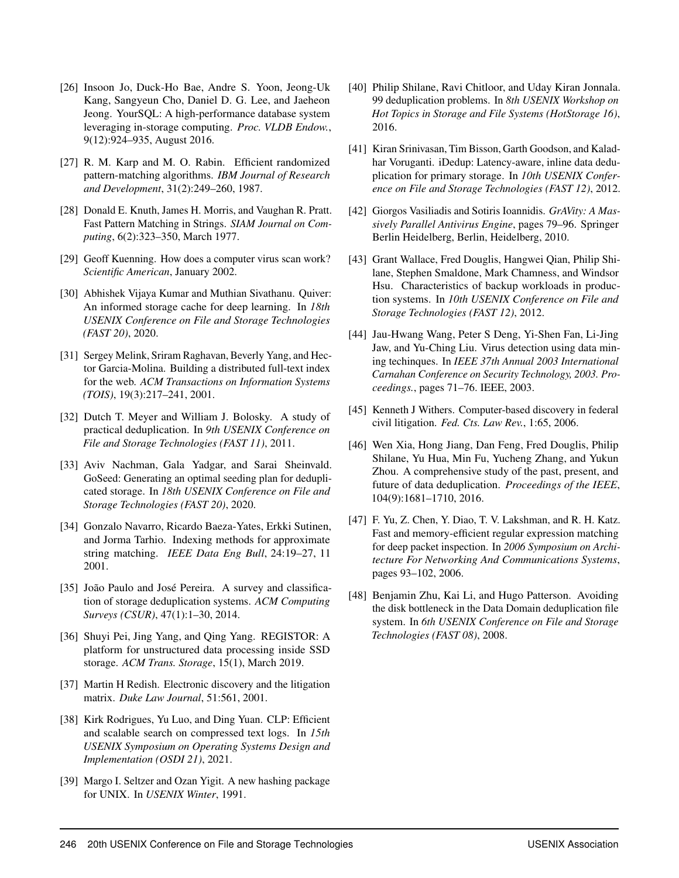[26] Insoon Jo, Duck-Ho Bae, Andre S. Yoon, Jeong-Uk Kang, Sangyeun Cho, Daniel D. G. Lee, and Jaeheon Jeong. YourSQL: A high-performance database system leveraging in-storage computing. *Proc. VLDB Endow.*, 9(12):924–935, August 2016.

[27] R. M. Karp and M. O. Rabin. Efficient randomized pattern-matching algorithms. *IBM Journal of Research and Development*, 31(2):249–260, 1987.

[28] Donald E. Knuth, James H. Morris, and Vaughan R. Pratt. Fast Pattern Matching in Strings. *SIAM Journal on Computing*, 6(2):323–350, March 1977.

[29] Geoff Kuenning. How does a computer virus scan work? *Scientific American*, January 2002.

[30] Abhishek Vijaya Kumar and Muthian Sivathanu. Quiver: An informed storage cache for deep learning. In *18th USENIX Conference on File and Storage Technologies (FAST 20)*, 2020.

[31] Sergey Melink, Sriram Raghavan, Beverly Yang, and Hector Garcia-Molina. Building a distributed full-text index for the web. *ACM Transactions on Information Systems (TOIS)*, 19(3):217–241, 2001.

[32] Dutch T. Meyer and William J. Bolosky. A study of practical deduplication. In *9th USENIX Conference on File and Storage Technologies (FAST 11)*, 2011.

[33] Aviv Nachman, Gala Yadgar, and Sarai Sheinvald. GoSeed: Generating an optimal seeding plan for deduplicated storage. In *18th USENIX Conference on File and Storage Technologies (FAST 20)*, 2020.

[34] Gonzalo Navarro, Ricardo Baeza-Yates, Erkki Sutinen, and Jorma Tarhio. Indexing methods for approximate string matching. *IEEE Data Eng Bull*, 24:19–27, 11 2001.

[35] João Paulo and José Pereira. A survey and classification of storage deduplication systems. *ACM Computing Surveys (CSUR)*, 47(1):1–30, 2014.

[36] Shuyi Pei, Jing Yang, and Qing Yang. REGISTOR: A platform for unstructured data processing inside SSD storage. *ACM Trans. Storage*, 15(1), March 2019.

[37] Martin H Redish. Electronic discovery and the litigation matrix. *Duke Law Journal*, 51:561, 2001.

[38] Kirk Rodrigues, Yu Luo, and Ding Yuan. CLP: Efficient and scalable search on compressed text logs. In *15th USENIX Symposium on Operating Systems Design and Implementation (OSDI 21)*, 2021.

[39] Margo I. Seltzer and Ozan Yigit. A new hashing package for UNIX. In *USENIX Winter*, 1991.

[40] Philip Shilane, Ravi Chitloor, and Uday Kiran Jonnala. 99 deduplication problems. In *8th USENIX Workshop on Hot Topics in Storage and File Systems (HotStorage 16)*, 2016.

[41] Kiran Srinivasan, Tim Bisson, Garth Goodson, and Kaladhar Voruganti. iDedup: Latency-aware, inline data deduplication for primary storage. In *10th USENIX Conference on File and Storage Technologies (FAST 12)*, 2012.

[42] Giorgos Vasiliadis and Sotiris Ioannidis. *GrAVity: A Massively Parallel Antivirus Engine*, pages 79–96. Springer Berlin Heidelberg, Berlin, Heidelberg, 2010.

[43] Grant Wallace, Fred Douglis, Hangwei Qian, Philip Shilane, Stephen Smaldone, Mark Chamness, and Windsor Hsu. Characteristics of backup workloads in production systems. In *10th USENIX Conference on File and Storage Technologies (FAST 12)*, 2012.

[44] Jau-Hwang Wang, Peter S Deng, Yi-Shen Fan, Li-Jing Jaw, and Yu-Ching Liu. Virus detection using data mining techinques. In *IEEE 37th Annual 2003 International Carnahan Conference on Security Technology, 2003. Proceedings.*, pages 71–76. IEEE, 2003.

[45] Kenneth J Withers. Computer-based discovery in federal civil litigation. *Fed. Cts. Law Rev.*, 1:65, 2006.

[46] Wen Xia, Hong Jiang, Dan Feng, Fred Douglis, Philip Shilane, Yu Hua, Min Fu, Yucheng Zhang, and Yukun Zhou. A comprehensive study of the past, present, and future of data deduplication. *Proceedings of the IEEE*, 104(9):1681–1710, 2016.

[47] F. Yu, Z. Chen, Y. Diao, T. V. Lakshman, and R. H. Katz. Fast and memory-efficient regular expression matching for deep packet inspection. In *2006 Symposium on Architecture For Networking And Communications Systems*, pages 93–102, 2006.

[48] Benjamin Zhu, Kai Li, and Hugo Patterson. Avoiding the disk bottleneck in the Data Domain deduplication file system. In *6th USENIX Conference on File and Storage Technologies (FAST 08)*, 2008.